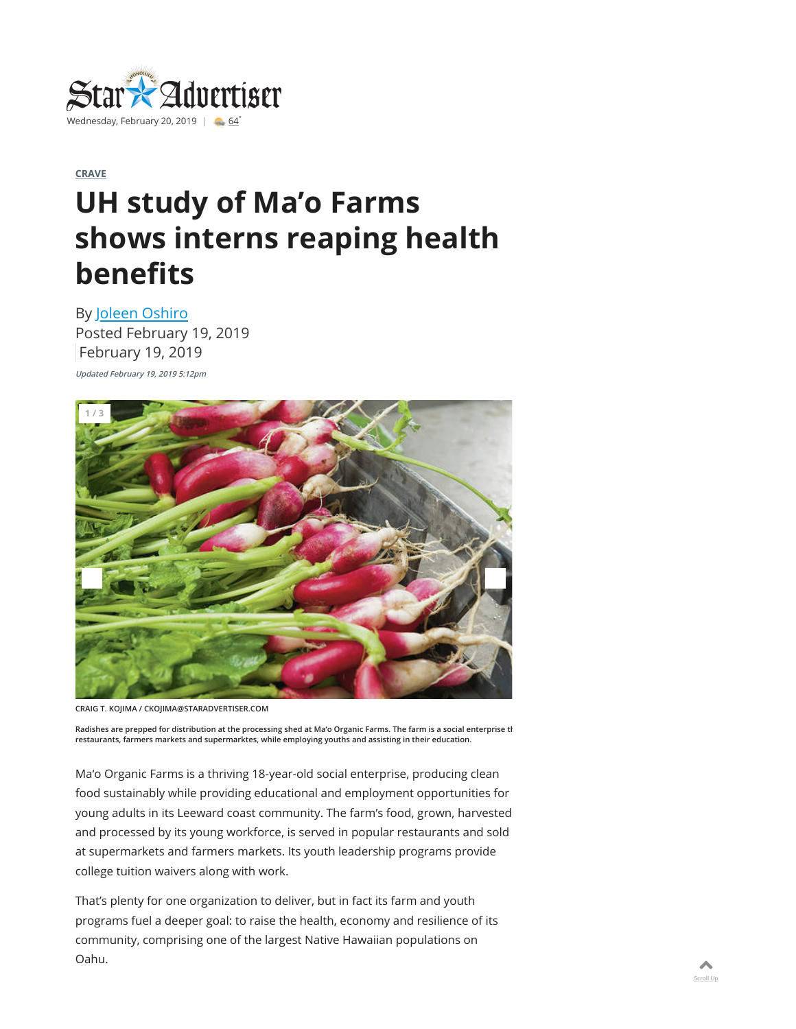Star Advertiser

Wednesday, February 20, 2019 | 64°

CRAVE

# UH study of Ma'o Farms shows interns reaping health benefits

By Joleen Oshiro

Posted February 19, 2019

February 19, 2019

*Updated February 19, 2019 5:12pm*

1 / 3

CRAIG T. KOJIMA / CKOJIMA@STARADVERTISER.COM

Radishes are prepped for distribution at the processing shed at Ma'o Organic Farms. The farm is a social enterprise tl restaurants, farmers markets and supermarktes, while employing youths and assisting in their education.

Ma'o Organic Farms is a thriving 18-year-old social enterprise, producing clean food sustainably while providing educational and employment opportunities for young adults in its Leeward coast community. The farm's food, grown, harvested and processed by its young workforce, is served in popular restaurants and sold at supermarkets and farmers markets. Its youth leadership programs provide college tuition waivers along with work.

That's plenty for one organization to deliver, but in fact its farm and youth programs fuel a deeper goal: to raise the health, economy and resilience of its community, comprising one of the largest Native Hawaiian populations on Oahu.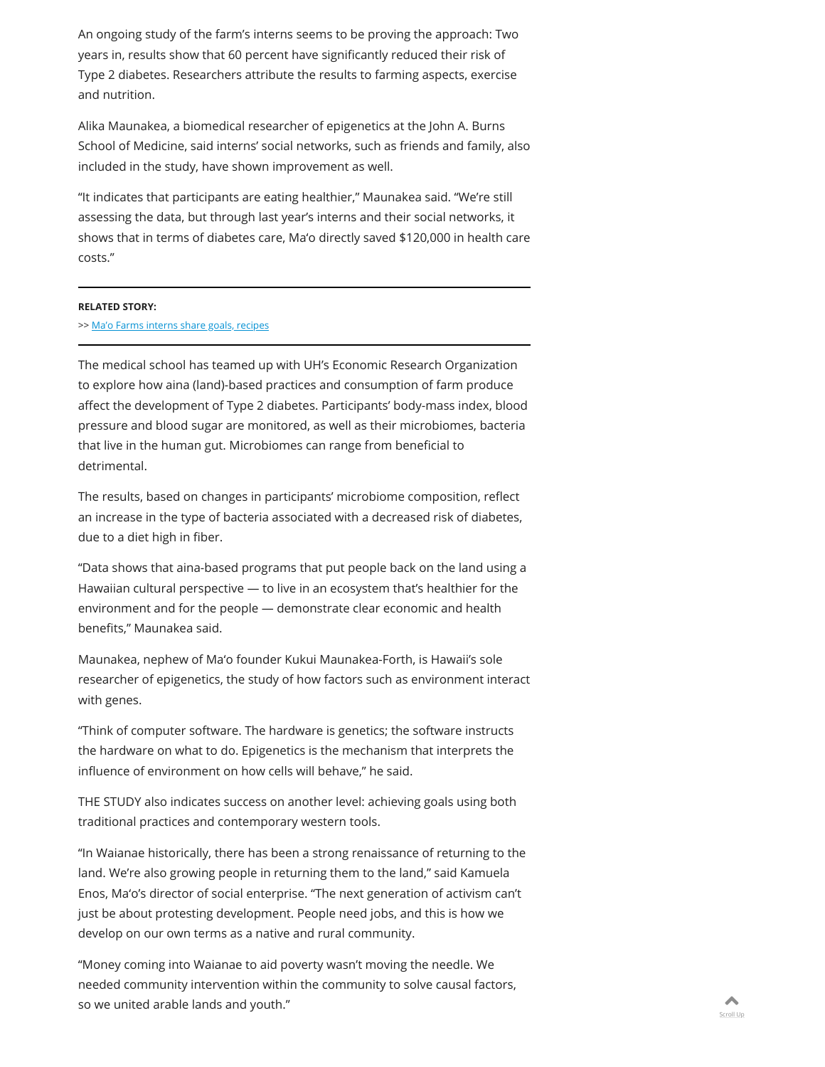An ongoing study of the farm's interns seems to be proving the approach: Two years in, results show that 60 percent have significantly reduced their risk of Type 2 diabetes. Researchers attribute the results to farming aspects, exercise and nutrition.

Alika Maunakea, a biomedical researcher of epigenetics at the John A. Burns School of Medicine, said interns' social networks, such as friends and family, also included in the study, have shown improvement as well.

"It indicates that participants are eating healthier," Maunakea said. "We're still assessing the data, but through last year's interns and their social networks, it shows that in terms of diabetes care, Ma'o directly saved $120,000 in health care costs."

---

**RELATED STORY:**

>> Ma'o Farms interns share goals, recipes

---

The medical school has teamed up with UH's Economic Research Organization to explore how aina (land)-based practices and consumption of farm produce affect the development of Type 2 diabetes. Participants' body-mass index, blood pressure and blood sugar are monitored, as well as their microbiomes, bacteria that live in the human gut. Microbiomes can range from beneficial to detrimental.

The results, based on changes in participants' microbiome composition, reflect an increase in the type of bacteria associated with a decreased risk of diabetes, due to a diet high in fiber.

"Data shows that aina-based programs that put people back on the land using a Hawaiian cultural perspective — to live in an ecosystem that's healthier for the environment and for the people — demonstrate clear economic and health benefits," Maunakea said.

Maunakea, nephew of Ma'o founder Kukui Maunakea-Forth, is Hawaii's sole researcher of epigenetics, the study of how factors such as environment interact with genes.

"Think of computer software. The hardware is genetics; the software instructs the hardware on what to do. Epigenetics is the mechanism that interprets the influence of environment on how cells will behave," he said.

THE STUDY also indicates success on another level: achieving goals using both traditional practices and contemporary western tools.

"In Waianae historically, there has been a strong renaissance of returning to the land. We're also growing people in returning them to the land," said Kamuela Enos, Ma'o's director of social enterprise. "The next generation of activism can't just be about protesting development. People need jobs, and this is how we develop on our own terms as a native and rural community.

"Money coming into Waianae to aid poverty wasn't moving the needle. We needed community intervention within the community to solve causal factors, so we united arable lands and youth."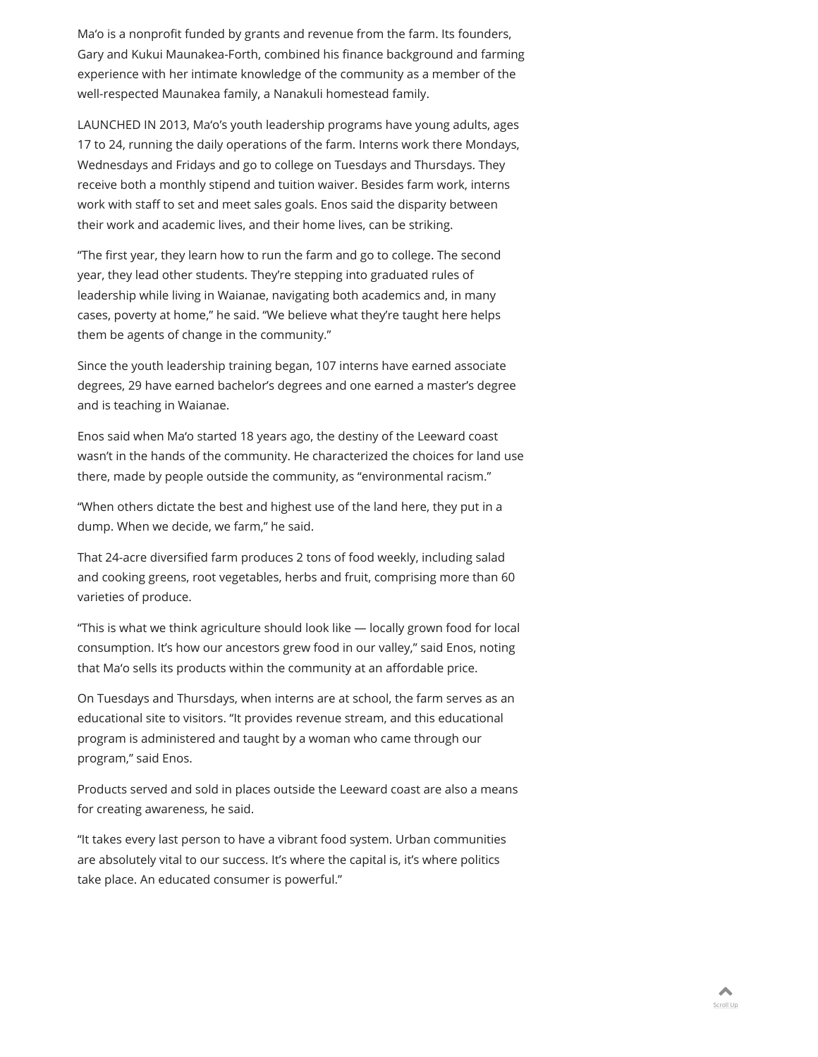Ma'o is a nonprofit funded by grants and revenue from the farm. Its founders, Gary and Kukui Maunakea-Forth, combined his finance background and farming experience with her intimate knowledge of the community as a member of the well-respected Maunakea family, a Nanakuli homestead family.

LAUNCHED IN 2013, Ma'o's youth leadership programs have young adults, ages 17 to 24, running the daily operations of the farm. Interns work there Mondays, Wednesdays and Fridays and go to college on Tuesdays and Thursdays. They receive both a monthly stipend and tuition waiver. Besides farm work, interns work with staff to set and meet sales goals. Enos said the disparity between their work and academic lives, and their home lives, can be striking.

"The first year, they learn how to run the farm and go to college. The second year, they lead other students. They're stepping into graduated rules of leadership while living in Waianae, navigating both academics and, in many cases, poverty at home," he said. "We believe what they're taught here helps them be agents of change in the community."

Since the youth leadership training began, 107 interns have earned associate degrees, 29 have earned bachelor's degrees and one earned a master's degree and is teaching in Waianae.

Enos said when Ma'o started 18 years ago, the destiny of the Leeward coast wasn't in the hands of the community. He characterized the choices for land use there, made by people outside the community, as "environmental racism."

"When others dictate the best and highest use of the land here, they put in a dump. When we decide, we farm," he said.

That 24-acre diversified farm produces 2 tons of food weekly, including salad and cooking greens, root vegetables, herbs and fruit, comprising more than 60 varieties of produce.

"This is what we think agriculture should look like — locally grown food for local consumption. It's how our ancestors grew food in our valley," said Enos, noting that Ma'o sells its products within the community at an affordable price.

On Tuesdays and Thursdays, when interns are at school, the farm serves as an educational site to visitors. "It provides revenue stream, and this educational program is administered and taught by a woman who came through our program," said Enos.

Products served and sold in places outside the Leeward coast are also a means for creating awareness, he said.

"It takes every last person to have a vibrant food system. Urban communities are absolutely vital to our success. It's where the capital is, it's where politics take place. An educated consumer is powerful."